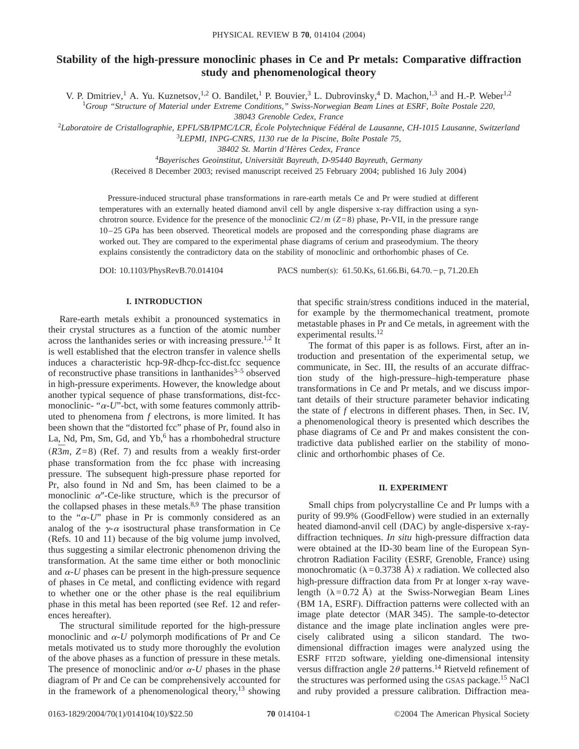# Stability of the high-pressure monoclinic phases in Ce and Pr metals: Comparative diffraction study and phenomenological theory

V. P. Dmitriev,[1] A. Yu. Kuznetsov,[1,2] O. Bandilet,[1] P. Bouvier,[3] L. Dubrovinsky,[4] D. Machon,[1,3] and H.-P. Weber[1,2]

[1]*Group "Structure of Material under Extreme Conditions," Swiss-Norwegian Beam Lines at ESRF, Boîte Postale 220, 38043 Grenoble Cedex, France*

[2]*Laboratoire de Cristallographie, EPFL/SB/IPMC/LCR, École Polytechnique Fédéral de Lausanne, CH-1015 Lausanne, Switzerland*

[3]*LEPMI, INPG-CNRS, 1130 rue de la Piscine, Boîte Postale 75, 38402 St. Martin d'Hères Cedex, France*

[4]*Bayerisches Geoinstitut, Universität Bayreuth, D-95440 Bayreuth, Germany*

(Received 8 December 2003; revised manuscript received 25 February 2004; published 16 July 2004)

Pressure-induced structural phase transformations in rare-earth metals Ce and Pr were studied at different temperatures with an externally heated diamond anvil cell by angle dispersive x-ray diffraction using a synchrotron source. Evidence for the presence of the monoclinic $C2/m$ ($Z=8$) phase, Pr-VII, in the pressure range 10–25 GPa has been observed. Theoretical models are proposed and the corresponding phase diagrams are worked out. They are compared to the experimental phase diagrams of cerium and praseodymium. The theory explains consistently the contradictory data on the stability of monoclinic and orthorhombic phases of Ce.

DOI: 10.1103/PhysRevB.70.014104 PACS number(s): 61.50.Ks, 61.66.Bi, 64.70.−p, 71.20.Eh

## I. INTRODUCTION

Rare-earth metals exhibit a pronounced systematics in their crystal structures as a function of the atomic number across the lanthanides series or with increasing pressure.[1,2] It is well established that the electron transfer in valence shells induces a characteristic hcp-9*R*-dhcp-fcc-dist.fcc sequence of reconstructive phase transitions in lanthanides[3–5] observed in high-pressure experiments. However, the knowledge about another typical sequence of phase transformations, dist-fcc-monoclinic- "$\alpha$-*U*"-bct, with some features commonly attributed to phenomena from *f* electrons, is more limited. It has been shown that the "distorted fcc" phase of Pr, found also in La, Nd, Pm, Sm, Gd, and Yb,[6] has a rhombohedral structure ($R\bar{3}m$, $Z=8$) (Ref. 7) and results from a weakly first-order phase transformation from the fcc phase with increasing pressure. The subsequent high-pressure phase reported for Pr, also found in Nd and Sm, has been claimed to be a monoclinic $\alpha''$-Ce-like structure, which is the precursor of the collapsed phases in these metals.[8,9] The phase transition to the "$\alpha$-*U*" phase in Pr is commonly considered as an analog of the $\gamma$-$\alpha$ isostructural phase transformation in Ce (Refs. 10 and 11) because of the big volume jump involved, thus suggesting a similar electronic phenomenon driving the transformation. At the same time either or both monoclinic and $\alpha$-*U* phases can be present in the high-pressure sequence of phases in Ce metal, and conflicting evidence with regard to whether one or the other phase is the real equilibrium phase in this metal has been reported (see Ref. 12 and references hereafter).

The structural similitude reported for the high-pressure monoclinic and $\alpha$-*U* polymorph modifications of Pr and Ce metals motivated us to study more thoroughly the evolution of the above phases as a function of pressure in these metals. The presence of monoclinic and/or $\alpha$-*U* phases in the phase diagram of Pr and Ce can be comprehensively accounted for in the framework of a phenomenological theory,[13] showing that specific strain/stress conditions induced in the material, for example by the thermomechanical treatment, promote metastable phases in Pr and Ce metals, in agreement with the experimental results.[12]

The format of this paper is as follows. First, after an introduction and presentation of the experimental setup, we communicate, in Sec. III, the results of an accurate diffraction study of the high-pressure–high-temperature phase transformations in Ce and Pr metals, and we discuss important details of their structure parameter behavior indicating the state of *f* electrons in different phases. Then, in Sec. IV, a phenomenological theory is presented which describes the phase diagrams of Ce and Pr and makes consistent the contradictive data published earlier on the stability of monoclinic and orthorhombic phases of Ce.

## II. EXPERIMENT

Small chips from polycrystalline Ce and Pr lumps with a purity of 99.9% (GoodFellow) were studied in an externally heated diamond-anvil cell (DAC) by angle-dispersive x-ray-diffraction techniques. *In situ* high-pressure diffraction data were obtained at the ID-30 beam line of the European Synchrotron Radiation Facility (ESRF, Grenoble, France) using monochromatic ($\lambda=0.3738$ Å) *x* radiation. We collected also high-pressure diffraction data from Pr at longer x-ray wavelength ($\lambda=0.72$ Å) at the Swiss-Norwegian Beam Lines (BM 1A, ESRF). Diffraction patterns were collected with an image plate detector (MAR 345). The sample-to-detector distance and the image plate inclination angles were precisely calibrated using a silicon standard. The two-dimensional diffraction images were analyzed using the ESRF FIT2D software, yielding one-dimensional intensity versus diffraction angle $2\theta$ patterns.[14] Rietveld refinement of the structures was performed using the GSAS package.[15] NaCl and ruby provided a pressure calibration. Diffraction mea-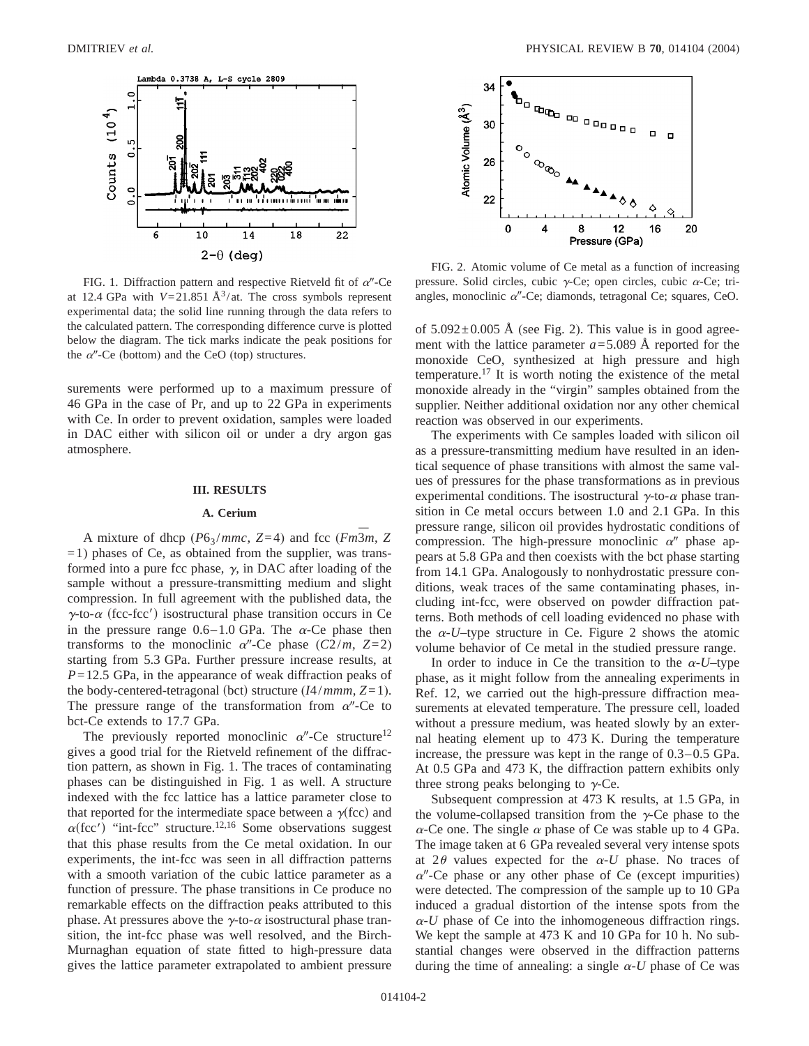FIG. 1. Diffraction pattern and respective Rietveld fit of $\alpha''$-Ce at 12.4 GPa with $V=21.851$ Å$^3$/at. The cross symbols represent experimental data; the solid line running through the data refers to the calculated pattern. The corresponding difference curve is plotted below the diagram. The tick marks indicate the peak positions for the $\alpha''$-Ce (bottom) and the CeO (top) structures.

FIG. 2. Atomic volume of Ce metal as a function of increasing pressure. Solid circles, cubic $\gamma$-Ce; open circles, cubic $\alpha$-Ce; triangles, monoclinic $\alpha''$-Ce; diamonds, tetragonal Ce; squares, CeO.

surements were performed up to a maximum pressure of 46 GPa in the case of Pr, and up to 22 GPa in experiments with Ce. In order to prevent oxidation, samples were loaded in DAC either with silicon oil or under a dry argon gas atmosphere.

## III. RESULTS

### A. Cerium

A mixture of dhcp ($P6_3/mmc$, $Z=4$) and fcc ($Fm\bar{3}m$, $Z=1$) phases of Ce, as obtained from the supplier, was transformed into a pure fcc phase, $\gamma$, in DAC after loading of the sample without a pressure-transmitting medium and slight compression. In full agreement with the published data, the $\gamma$-to-$\alpha$ (fcc-fcc′) isostructural phase transition occurs in Ce in the pressure range 0.6–1.0 GPa. The $\alpha$-Ce phase then transforms to the monoclinic $\alpha''$-Ce phase ($C2/m$, $Z=2$) starting from 5.3 GPa. Further pressure increase results, at $P=12.5$ GPa, in the appearance of weak diffraction peaks of the body-centered-tetragonal (bct) structure ($I4/mmm$, $Z=1$). The pressure range of the transformation from $\alpha''$-Ce to bct-Ce extends to 17.7 GPa.

The previously reported monoclinic $\alpha''$-Ce structure[12] gives a good trial for the Rietveld refinement of the diffraction pattern, as shown in Fig. 1. The traces of contaminating phases can be distinguished in Fig. 1 as well. A structure indexed with the fcc lattice has a lattice parameter close to that reported for the intermediate space between a $\gamma$(fcc) and $\alpha$(fcc′) "int-fcc" structure.[12,16] Some observations suggest that this phase results from the Ce metal oxidation. In our experiments, the int-fcc was seen in all diffraction patterns with a smooth variation of the cubic lattice parameter as a function of pressure. The phase transitions in Ce produce no remarkable effects on the diffraction peaks attributed to this phase. At pressures above the $\gamma$-to-$\alpha$ isostructural phase transition, the int-fcc phase was well resolved, and the Birch-Murnaghan equation of state fitted to high-pressure data gives the lattice parameter extrapolated to ambient pressure of $5.092\pm0.005$ Å (see Fig. 2). This value is in good agreement with the lattice parameter $a=5.089$ Å reported for the monoxide CeO, synthesized at high pressure and high temperature.[17] It is worth noting the existence of the metal monoxide already in the "virgin" samples obtained from the supplier. Neither additional oxidation nor any other chemical reaction was observed in our experiments.

The experiments with Ce samples loaded with silicon oil as a pressure-transmitting medium have resulted in an identical sequence of phase transitions with almost the same values of pressures for the phase transformations as in previous experimental conditions. The isostructural $\gamma$-to-$\alpha$ phase transition in Ce metal occurs between 1.0 and 2.1 GPa. In this pressure range, silicon oil provides hydrostatic conditions of compression. The high-pressure monoclinic $\alpha''$ phase appears at 5.8 GPa and then coexists with the bct phase starting from 14.1 GPa. Analogously to nonhydrostatic pressure conditions, weak traces of the same contaminating phases, including int-fcc, were observed on powder diffraction patterns. Both methods of cell loading evidenced no phase with the $\alpha$-*U*–type structure in Ce. Figure 2 shows the atomic volume behavior of Ce metal in the studied pressure range.

In order to induce in Ce the transition to the $\alpha$-*U*–type phase, as it might follow from the annealing experiments in Ref. 12, we carried out the high-pressure diffraction measurements at elevated temperature. The pressure cell, loaded without a pressure medium, was heated slowly by an external heating element up to 473 K. During the temperature increase, the pressure was kept in the range of 0.3–0.5 GPa. At 0.5 GPa and 473 K, the diffraction pattern exhibits only three strong peaks belonging to $\gamma$-Ce.

Subsequent compression at 473 K results, at 1.5 GPa, in the volume-collapsed transition from the $\gamma$-Ce phase to the $\alpha$-Ce one. The single $\alpha$ phase of Ce was stable up to 4 GPa. The image taken at 6 GPa revealed several very intense spots at $2\theta$ values expected for the $\alpha$-*U* phase. No traces of $\alpha''$-Ce phase or any other phase of Ce (except impurities) were detected. The compression of the sample up to 10 GPa induced a gradual distortion of the intense spots from the $\alpha$-*U* phase of Ce into the inhomogeneous diffraction rings. We kept the sample at 473 K and 10 GPa for 10 h. No substantial changes were observed in the diffraction patterns during the time of annealing: a single $\alpha$-*U* phase of Ce was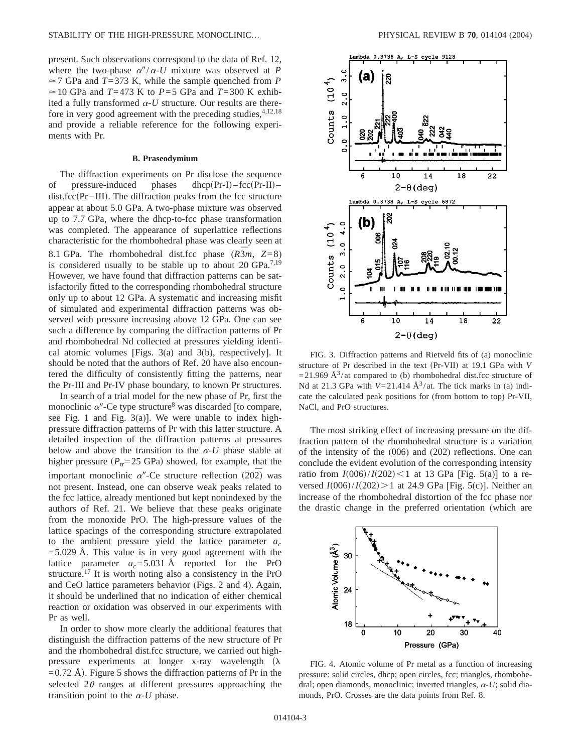present. Such observations correspond to the data of Ref. 12, where the two-phase $\alpha''/\alpha$-*U* mixture was observed at $P \simeq 7$ GPa and $T = 373$ K, while the sample quenched from $P \simeq 10$ GPa and $T = 473$ K to $P = 5$ GPa and $T = 300$ K exhibited a fully transformed $\alpha$-*U* structure. Our results are therefore in very good agreement with the preceding studies,[4,12,18] and provide a reliable reference for the following experiments with Pr.

### B. Praseodymium

The diffraction experiments on Pr disclose the sequence of pressure-induced phases dhcp(Pr-I)–fcc(Pr-II)–dist.fcc(Pr–III). The diffraction peaks from the fcc structure appear at about 5.0 GPa. A two-phase mixture was observed up to 7.7 GPa, where the dhcp-to-fcc phase transformation was completed. The appearance of superlattice reflections characteristic for the rhombohedral phase was clearly seen at 8.1 GPa. The rhombohedral dist.fcc phase ($R\bar{3}m$, $Z = 8$) is considered usually to be stable up to about 20 GPa.[7,19] However, we have found that diffraction patterns can be satisfactorily fitted to the corresponding rhombohedral structure only up to about 12 GPa. A systematic and increasing misfit of simulated and experimental diffraction patterns was observed with pressure increasing above 12 GPa. One can see such a difference by comparing the diffraction patterns of Pr and rhombohedral Nd collected at pressures yielding identical atomic volumes [Figs. 3(a) and 3(b), respectively]. It should be noted that the authors of Ref. 20 have also encountered the difficulty of consistently fitting the patterns, near the Pr-III and Pr-IV phase boundary, to known Pr structures.

In search of a trial model for the new phase of Pr, first the monoclinic $\alpha''$-Ce type structure[8] was discarded [to compare, see Fig. 1 and Fig. 3(a)]. We were unable to index high-pressure diffraction patterns of Pr with this latter structure. A detailed inspection of the diffraction patterns at pressures below and above the transition to the $\alpha$-*U* phase stable at higher pressure ($P_{tr} = 25$ GPa) showed, for example, that the important monoclinic $\alpha''$-Ce structure reflection $(20\bar{2})$ was not present. Instead, one can observe weak peaks related to the fcc lattice, already mentioned but kept nonindexed by the authors of Ref. 21. We believe that these peaks originate from the monoxide PrO. The high-pressure values of the lattice spacings of the corresponding structure extrapolated to the ambient pressure yield the lattice parameter $a_c = 5.029$ Å. This value is in very good agreement with the lattice parameter $a_c = 5.031$ Å reported for the PrO structure.[17] It is worth noting also a consistency in the PrO and CeO lattice parameters behavior (Figs. 2 and 4). Again, it should be underlined that no indication of either chemical reaction or oxidation was observed in our experiments with Pr as well.

In order to show more clearly the additional features that distinguish the diffraction patterns of the new structure of Pr and the rhombohedral dist.fcc structure, we carried out high-pressure experiments at longer x-ray wavelength ($\lambda = 0.72$ Å). Figure 5 shows the diffraction patterns of Pr in the selected $2\theta$ ranges at different pressures approaching the transition point to the $\alpha$-*U* phase.

FIG. 3. Diffraction patterns and Rietveld fits of (a) monoclinic structure of Pr described in the text (Pr-VII) at 19.1 GPa with $V = 21.969$ Å$^3$/at compared to (b) rhombohedral dist.fcc structure of Nd at 21.3 GPa with $V = 21.414$ Å$^3$/at. The tick marks in (a) indicate the calculated peak positions for (from bottom to top) Pr-VII, NaCl, and PrO structures.

The most striking effect of increasing pressure on the diffraction pattern of the rhombohedral structure is a variation of the intensity of the (006) and (202) reflections. One can conclude the evident evolution of the corresponding intensity ratio from $I(006)/I(202) < 1$ at 13 GPa [Fig. 5(a)] to a reversed $I(006)/I(202) > 1$ at 24.9 GPa [Fig. 5(c)]. Neither an increase of the rhombohedral distortion of the fcc phase nor the drastic change in the preferred orientation (which are

FIG. 4. Atomic volume of Pr metal as a function of increasing pressure: solid circles, dhcp; open circles, fcc; triangles, rhombohedral; open diamonds, monoclinic; inverted triangles, $\alpha$-*U*; solid diamonds, PrO. Crosses are the data points from Ref. 8.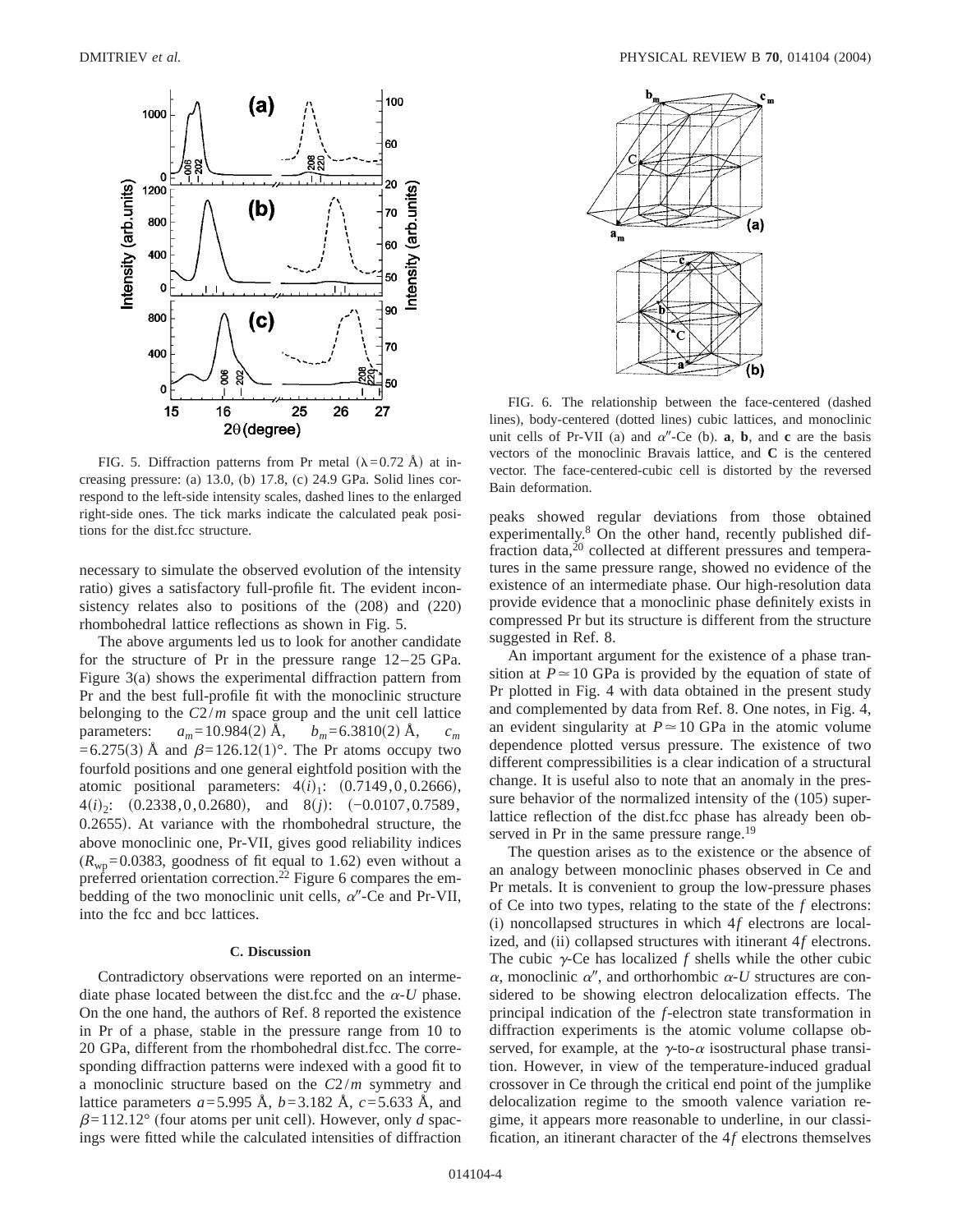FIG. 5. Diffraction patterns from Pr metal ($\lambda=0.72$ Å) at increasing pressure: (a) 13.0, (b) 17.8, (c) 24.9 GPa. Solid lines correspond to the left-side intensity scales, dashed lines to the enlarged right-side ones. The tick marks indicate the calculated peak positions for the dist.fcc structure.

FIG. 6. The relationship between the face-centered (dashed lines), body-centered (dotted lines) cubic lattices, and monoclinic unit cells of Pr-VII (a) and $\alpha''$-Ce (b). **a**, **b**, and **c** are the basis vectors of the monoclinic Bravais lattice, and **C** is the centered vector. The face-centered-cubic cell is distorted by the reversed Bain deformation.

necessary to simulate the observed evolution of the intensity ratio) gives a satisfactory full-profile fit. The evident inconsistency relates also to positions of the (208) and (220) rhombohedral lattice reflections as shown in Fig. 5.

The above arguments led us to look for another candidate for the structure of Pr in the pressure range 12–25 GPa. Figure 3(a) shows the experimental diffraction pattern from Pr and the best full-profile fit with the monoclinic structure belonging to the $C2/m$ space group and the unit cell lattice parameters: $a_m=10.984(2)$ Å, $b_m=6.3810(2)$ Å, $c_m=6.275(3)$ Å and $\beta=126.12(1)°$. The Pr atoms occupy two fourfold positions and one general eightfold position with the atomic positional parameters: $4(i)_1$: (0.7149, 0, 0.2666), $4(i)_2$: (0.2338, 0, 0.2680), and $8(j)$: (−0.0107, 0.7589, 0.2655). At variance with the rhombohedral structure, the above monoclinic one, Pr-VII, gives good reliability indices ($R_{\mathrm{wp}}=0.0383$, goodness of fit equal to 1.62) even without a preferred orientation correction.[22] Figure 6 compares the embedding of the two monoclinic unit cells, $\alpha''$-Ce and Pr-VII, into the fcc and bcc lattices.

### C. Discussion

Contradictory observations were reported on an intermediate phase located between the dist.fcc and the $\alpha$-*U* phase. On the one hand, the authors of Ref. 8 reported the existence in Pr of a phase, stable in the pressure range from 10 to 20 GPa, different from the rhombohedral dist.fcc. The corresponding diffraction patterns were indexed with a good fit to a monoclinic structure based on the $C2/m$ symmetry and lattice parameters $a=5.995$ Å, $b=3.182$ Å, $c=5.633$ Å, and $\beta=112.12°$ (four atoms per unit cell). However, only *d* spacings were fitted while the calculated intensities of diffraction peaks showed regular deviations from those obtained experimentally.[8] On the other hand, recently published diffraction data,[20] collected at different pressures and temperatures in the same pressure range, showed no evidence of the existence of an intermediate phase. Our high-resolution data provide evidence that a monoclinic phase definitely exists in compressed Pr but its structure is different from the structure suggested in Ref. 8.

An important argument for the existence of a phase transition at $P\simeq 10$ GPa is provided by the equation of state of Pr plotted in Fig. 4 with data obtained in the present study and complemented by data from Ref. 8. One notes, in Fig. 4, an evident singularity at $P\simeq 10$ GPa in the atomic volume dependence plotted versus pressure. The existence of two different compressibilities is a clear indication of a structural change. It is useful also to note that an anomaly in the pressure behavior of the normalized intensity of the (105) superlattice reflection of the dist.fcc phase has already been observed in Pr in the same pressure range.[19]

The question arises as to the existence or the absence of an analogy between monoclinic phases observed in Ce and Pr metals. It is convenient to group the low-pressure phases of Ce into two types, relating to the state of the *f* electrons: (i) noncollapsed structures in which 4*f* electrons are localized, and (ii) collapsed structures with itinerant 4*f* electrons. The cubic $\gamma$-Ce has localized *f* shells while the other cubic $\alpha$, monoclinic $\alpha''$, and orthorhombic $\alpha$-*U* structures are considered to be showing electron delocalization effects. The principal indication of the *f*-electron state transformation in diffraction experiments is the atomic volume collapse observed, for example, at the $\gamma$-to-$\alpha$ isostructural phase transition. However, in view of the temperature-induced gradual crossover in Ce through the critical end point of the jumplike delocalization regime to the smooth valence variation regime, it appears more reasonable to underline, in our classification, an itinerant character of the 4*f* electrons themselves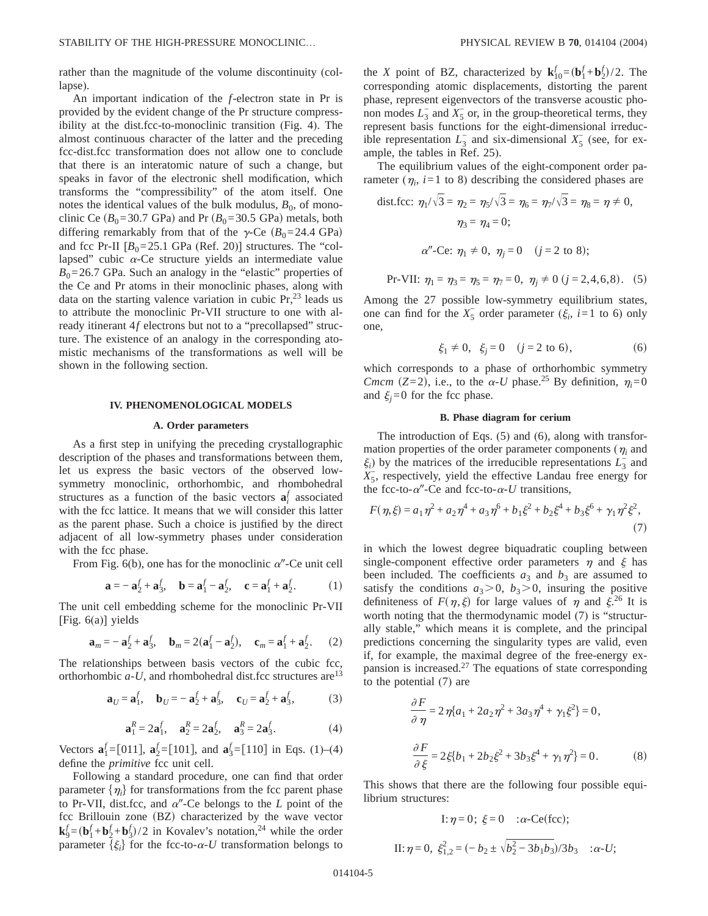rather than the magnitude of the volume discontinuity (collapse).

An important indication of the $f$-electron state in Pr is provided by the evident change of the Pr structure compressibility at the dist.fcc-to-monoclinic transition (Fig. 4). The almost continuous character of the latter and the preceding fcc-dist.fcc transformation does not allow one to conclude that there is an interatomic nature of such a change, but speaks in favor of the electronic shell modification, which transforms the "compressibility" of the atom itself. One notes the identical values of the bulk modulus, $B_0$, of monoclinic Ce ($B_0=30.7$ GPa) and Pr ($B_0=30.5$ GPa) metals, both differing remarkably from that of the $\gamma$-Ce ($B_0=24.4$ GPa) and fcc Pr-II [$B_0=25.1$ GPa (Ref. 20)] structures. The "collapsed" cubic $\alpha$-Ce structure yields an intermediate value $B_0=26.7$ GPa. Such an analogy in the "elastic" properties of the Ce and Pr atoms in their monoclinic phases, along with data on the starting valence variation in cubic Pr,[23] leads us to attribute the monoclinic Pr-VII structure to one with already itinerant $4f$ electrons but not to a "precollapsed" structure. The existence of an analogy in the corresponding atomistic mechanisms of the transformations as well will be shown in the following section.

## IV. PHENOMENOLOGICAL MODELS

### A. Order parameters

As a first step in unifying the preceding crystallographic description of the phases and transformations between them, let us express the basic vectors of the observed low-symmetry monoclinic, orthorhombic, and rhombohedral structures as a function of the basic vectors $\mathbf{a}_i^f$ associated with the fcc lattice. It means that we will consider this latter as the parent phase. Such a choice is justified by the direct adjacent of all low-symmetry phases under consideration with the fcc phase.

From Fig. 6(b), one has for the monoclinic $\alpha''$-Ce unit cell

$$\mathbf{a}=-\mathbf{a}_2^f+\mathbf{a}_3^f,\quad \mathbf{b}=\mathbf{a}_1^f-\mathbf{a}_2^f,\quad \mathbf{c}=\mathbf{a}_1^f+\mathbf{a}_2^f. \tag{1}$$

The unit cell embedding scheme for the monoclinic Pr-VII [Fig. 6(a)] yields

$$\mathbf{a}_m=-\mathbf{a}_2^f+\mathbf{a}_3^f,\quad \mathbf{b}_m=2(\mathbf{a}_1^f-\mathbf{a}_2^f),\quad \mathbf{c}_m=\mathbf{a}_1^f+\mathbf{a}_2^f. \tag{2}$$

The relationships between basis vectors of the cubic fcc, orthorhombic $a$-$U$, and rhombohedral dist.fcc structures are[13]

$$\mathbf{a}_U=\mathbf{a}_1^f,\quad \mathbf{b}_U=-\mathbf{a}_2^f+\mathbf{a}_3^f,\quad \mathbf{c}_U=\mathbf{a}_2^f+\mathbf{a}_3^f, \tag{3}$$

$$\mathbf{a}_1^R=2\mathbf{a}_1^f,\quad \mathbf{a}_2^R=2\mathbf{a}_2^f,\quad \mathbf{a}_3^R=2\mathbf{a}_3^f. \tag{4}$$

Vectors $\mathbf{a}_1^f=[011]$, $\mathbf{a}_2^f=[101]$, and $\mathbf{a}_3^f=[110]$ in Eqs. (1)–(4) define the *primitive* fcc unit cell.

Following a standard procedure, one can find that order parameter $\{\eta_i\}$ for transformations from the fcc parent phase to Pr-VII, dist.fcc, and $\alpha''$-Ce belongs to the $L$ point of the fcc Brillouin zone (BZ) characterized by the wave vector $\mathbf{k}_9^f=(\mathbf{b}_1^f+\mathbf{b}_2^f+\mathbf{b}_3^f)/2$ in Kovalev's notation,[24] while the order parameter $\{\xi_i\}$ for the fcc-to-$\alpha$-$U$ transformation belongs to the $X$ point of BZ, characterized by $\mathbf{k}_{10}^f=(\mathbf{b}_1^f+\mathbf{b}_2^f)/2$. The corresponding atomic displacements, distorting the parent phase, represent eigenvectors of the transverse acoustic phonon modes $L_3^-$ and $X_5^-$ or, in the group-theoretical terms, they represent basis functions for the eight-dimensional irreducible representation $L_3^-$ and six-dimensional $X_5^-$ (see, for example, the tables in Ref. 25).

The equilibrium values of the eight-component order parameter ($\eta_i$, $i=1$ to 8) describing the considered phases are

$$\text{dist.fcc: } \eta_1/\sqrt{3}=\eta_2=\eta_5/\sqrt{3}=\eta_6=\eta_7/\sqrt{3}=\eta_8=\eta\neq 0,$$
$$\eta_3=\eta_4=0;$$
$$\alpha''\text{-Ce: } \eta_1\neq 0,\ \eta_j=0\quad (j=2\text{ to }8);$$
$$\text{Pr-VII: } \eta_1=\eta_3=\eta_5=\eta_7=0,\ \eta_j\neq 0\ (j=2,4,6,8). \tag{5}$$

Among the 27 possible low-symmetry equilibrium states, one can find for the $X_5^-$ order parameter ($\xi_i$, $i=1$ to 6) only one,

$$\xi_1\neq 0,\quad \xi_j=0\quad (j=2\text{ to }6), \tag{6}$$

which corresponds to a phase of orthorhombic symmetry $Cmcm$ ($Z=2$), i.e., to the $\alpha$-$U$ phase.[25] By definition, $\eta_i=0$ and $\xi_j=0$ for the fcc phase.

### B. Phase diagram for cerium

The introduction of Eqs. (5) and (6), along with transformation properties of the order parameter components ($\eta_i$ and $\xi_i$) by the matrices of the irreducible representations $L_3^-$ and $X_5^-$, respectively, yield the effective Landau free energy for the fcc-to-$\alpha''$-Ce and fcc-to-$\alpha$-$U$ transitions,

$$F(\eta,\xi)=a_1\eta^2+a_2\eta^4+a_3\eta^6+b_1\xi^2+b_2\xi^4+b_3\xi^6+\gamma_1\eta^2\xi^2, \tag{7}$$

in which the lowest degree biquadratic coupling between single-component effective order parameters $\eta$ and $\xi$ has been included. The coefficients $a_3$ and $b_3$ are assumed to satisfy the conditions $a_3>0$, $b_3>0$, insuring the positive definiteness of $F(\eta,\xi)$ for large values of $\eta$ and $\xi$.[26] It is worth noting that the thermodynamic model (7) is "structurally stable," which means it is complete, and the principal predictions concerning the singularity types are valid, even if, for example, the maximal degree of the free-energy expansion is increased.[27] The equations of state corresponding to the potential (7) are

$$\frac{\partial F}{\partial \eta}=2\eta\{a_1+2a_2\eta^2+3a_3\eta^4+\gamma_1\xi^2\}=0,$$

$$\frac{\partial F}{\partial \xi}=2\xi\{b_1+2b_2\xi^2+3b_3\xi^4+\gamma_1\eta^2\}=0. \tag{8}$$

This shows that there are the following four possible equilibrium structures:

$$\text{I: }\eta=0;\ \xi=0\quad :\alpha\text{-Ce(fcc)};$$

$$\text{II: }\eta=0,\ \xi_{1,2}^2=(-b_2\pm\sqrt{b_2^2-3b_1b_3})/3b_3\quad :\alpha\text{-}U;$$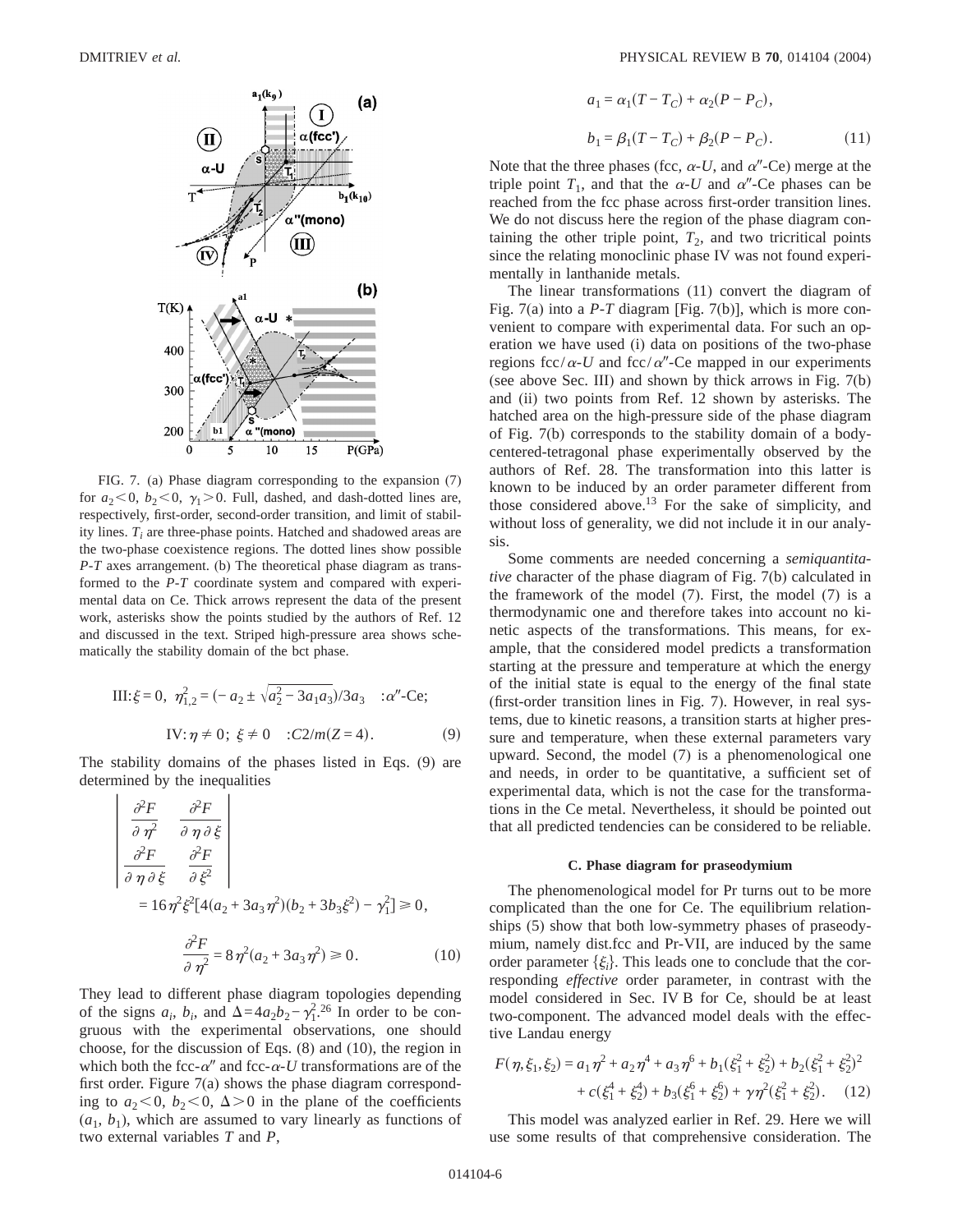FIG. 7. (a) Phase diagram corresponding to the expansion (7) for $a_2<0$, $b_2<0$, $\gamma_1>0$. Full, dashed, and dash-dotted lines are, respectively, first-order, second-order transition, and limit of stability lines. $T_i$ are three-phase points. Hatched and shadowed areas are the two-phase coexistence regions. The dotted lines show possible *P*-*T* axes arrangement. (b) The theoretical phase diagram as transformed to the *P*-*T* coordinate system and compared with experimental data on Ce. Thick arrows represent the data of the present work, asterisks show the points studied by the authors of Ref. 12 and discussed in the text. Striped high-pressure area shows schematically the stability domain of the bct phase.

$$\text{III}: \xi = 0,\ \eta^2_{1,2} = (-a_2 \pm \sqrt{a_2^2 - 3a_1a_3})/3a_3 \quad : \alpha''\text{-Ce};$$

$$\text{IV}: \eta \neq 0;\ \xi \neq 0 \quad : C2/m(Z=4). \tag{9}$$

The stability domains of the phases listed in Eqs. (9) are determined by the inequalities

$$\begin{vmatrix} \dfrac{\partial^2 F}{\partial \eta^2} & \dfrac{\partial^2 F}{\partial \eta \partial \xi} \\ \dfrac{\partial^2 F}{\partial \eta \partial \xi} & \dfrac{\partial^2 F}{\partial \xi^2} \end{vmatrix} = 16\eta^2\xi^2[4(a_2+3a_3\eta^2)(b_2+3b_3\xi^2) - \gamma_1^2] \geq 0,$$

$$\frac{\partial^2 F}{\partial \eta^2} = 8\eta^2(a_2+3a_3\eta^2) \geq 0. \tag{10}$$

They lead to different phase diagram topologies depending of the signs $a_i$, $b_i$, and $\Delta = 4a_2b_2 - \gamma_1^2$.[26] In order to be congruous with the experimental observations, one should choose, for the discussion of Eqs. (8) and (10), the region in which both the fcc-$\alpha''$ and fcc-$\alpha$-*U* transformations are of the first order. Figure 7(a) shows the phase diagram corresponding to $a_2<0$, $b_2<0$, $\Delta>0$ in the plane of the coefficients ($a_1$, $b_1$), which are assumed to vary linearly as functions of two external variables *T* and *P*,

$$a_1 = \alpha_1(T - T_C) + \alpha_2(P - P_C),$$

$$b_1 = \beta_1(T - T_C) + \beta_2(P - P_C). \tag{11}$$

Note that the three phases (fcc, $\alpha$-*U*, and $\alpha''$-Ce) merge at the triple point $T_1$, and that the $\alpha$-*U* and $\alpha''$-Ce phases can be reached from the fcc phase across first-order transition lines. We do not discuss here the region of the phase diagram containing the other triple point, $T_2$, and two tricritical points since the relating monoclinic phase IV was not found experimentally in lanthanide metals.

The linear transformations (11) convert the diagram of Fig. 7(a) into a *P*-*T* diagram [Fig. 7(b)], which is more convenient to compare with experimental data. For such an operation we have used (i) data on positions of the two-phase regions fcc/$\alpha$-*U* and fcc/$\alpha''$-Ce mapped in our experiments (see above Sec. III) and shown by thick arrows in Fig. 7(b) and (ii) two points from Ref. 12 shown by asterisks. The hatched area on the high-pressure side of the phase diagram of Fig. 7(b) corresponds to the stability domain of a body-centered-tetragonal phase experimentally observed by the authors of Ref. 28. The transformation into this latter is known to be induced by an order parameter different from those considered above.[13] For the sake of simplicity, and without loss of generality, we did not include it in our analysis.

Some comments are needed concerning a *semiquantitative* character of the phase diagram of Fig. 7(b) calculated in the framework of the model (7). First, the model (7) is a thermodynamic one and therefore takes into account no kinetic aspects of the transformations. This means, for example, that the considered model predicts a transformation starting at the pressure and temperature at which the energy of the initial state is equal to the energy of the final state (first-order transition lines in Fig. 7). However, in real systems, due to kinetic reasons, a transition starts at higher pressure and temperature, when these external parameters vary upward. Second, the model (7) is a phenomenological one and needs, in order to be quantitative, a sufficient set of experimental data, which is not the case for the transformations in the Ce metal. Nevertheless, it should be pointed out that all predicted tendencies can be considered to be reliable.

### C. Phase diagram for praseodymium

The phenomenological model for Pr turns out to be more complicated than the one for Ce. The equilibrium relationships (5) show that both low-symmetry phases of praseodymium, namely dist.fcc and Pr-VII, are induced by the same order parameter $\{\xi_i\}$. This leads one to conclude that the corresponding *effective* order parameter, in contrast with the model considered in Sec. IV B for Ce, should be at least two-component. The advanced model deals with the effective Landau energy

$$F(\eta,\xi_1,\xi_2) = a_1\eta^2 + a_2\eta^4 + a_3\eta^6 + b_1(\xi_1^2+\xi_2^2) + b_2(\xi_1^2+\xi_2^2)^2 + c(\xi_1^4+\xi_2^4) + b_3(\xi_1^6+\xi_2^6) + \gamma\eta^2(\xi_1^2+\xi_2^2). \tag{12}$$

This model was analyzed earlier in Ref. 29. Here we will use some results of that comprehensive consideration. The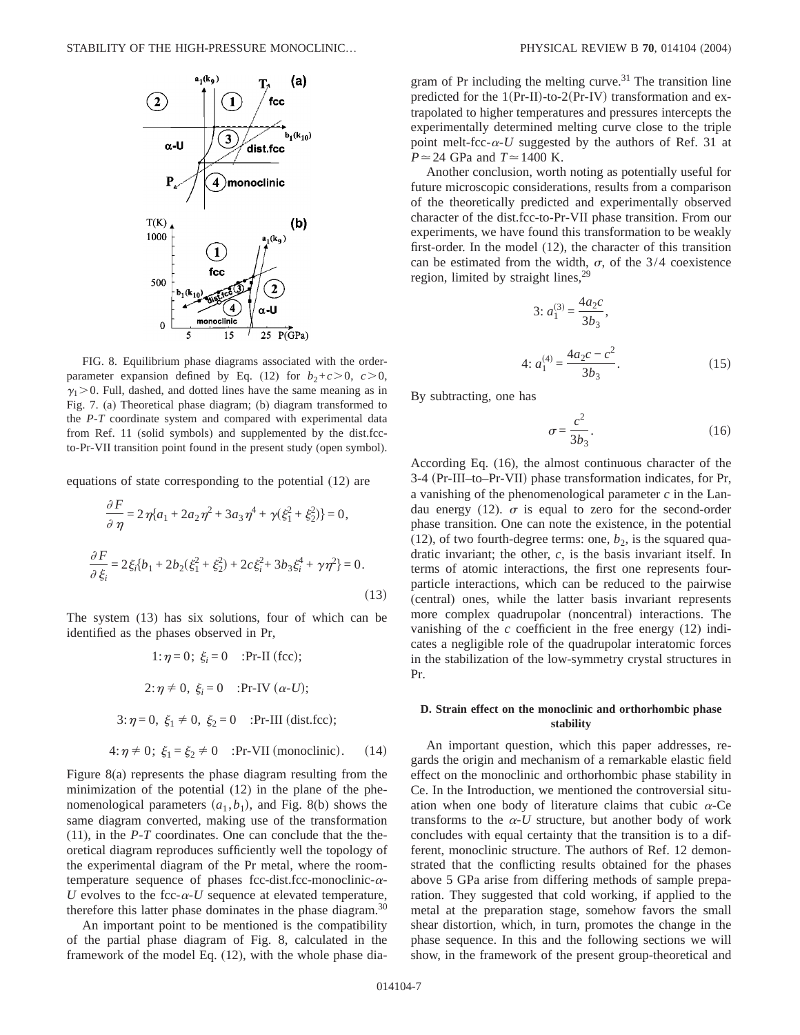FIG. 8. Equilibrium phase diagrams associated with the order-parameter expansion defined by Eq. (12) for $b_2+c>0$, $c>0$, $\gamma_1>0$. Full, dashed, and dotted lines have the same meaning as in Fig. 7. (a) Theoretical phase diagram; (b) diagram transformed to the *P-T* coordinate system and compared with experimental data from Ref. 11 (solid symbols) and supplemented by the dist.fcc-to-Pr-VII transition point found in the present study (open symbol).

equations of state corresponding to the potential (12) are

$$\frac{\partial F}{\partial \eta} = 2\eta\{a_1 + 2a_2\eta^2 + 3a_3\eta^4 + \gamma(\xi_1^2+\xi_2^2)\} = 0,$$

$$\frac{\partial F}{\partial \xi_i} = 2\xi_i\{b_1 + 2b_2(\xi_1^2+\xi_2^2) + 2c\xi_i^2 + 3b_3\xi_i^4 + \gamma\eta^2\} = 0. \tag{13}$$

The system (13) has six solutions, four of which can be identified as the phases observed in Pr,

$$1: \eta = 0;\ \xi_i = 0 \quad \text{:Pr-II (fcc);}$$

$$2: \eta \neq 0,\ \xi_i = 0 \quad \text{:Pr-IV } (\alpha\text{-}U);$$

$$3: \eta = 0,\ \xi_1 \neq 0,\ \xi_2 = 0 \quad \text{:Pr-III (dist.fcc);}$$

$$4: \eta \neq 0;\ \xi_1 = \xi_2 \neq 0 \quad \text{:Pr-VII (monoclinic).} \tag{14}$$

Figure 8(a) represents the phase diagram resulting from the minimization of the potential (12) in the plane of the phenomenological parameters $(a_1, b_1)$, and Fig. 8(b) shows the same diagram converted, making use of the transformation (11), in the *P-T* coordinates. One can conclude that the theoretical diagram reproduces sufficiently well the topology of the experimental diagram of the Pr metal, where the room-temperature sequence of phases fcc-dist.fcc-monoclinic-$\alpha$-$U$ evolves to the fcc-$\alpha$-$U$ sequence at elevated temperature, therefore this latter phase dominates in the phase diagram.[30]

An important point to be mentioned is the compatibility of the partial phase diagram of Fig. 8, calculated in the framework of the model Eq. (12), with the whole phase diagram of Pr including the melting curve.[31] The transition line predicted for the 1(Pr-II)-to-2(Pr-IV) transformation and extrapolated to higher temperatures and pressures intercepts the experimentally determined melting curve close to the triple point melt-fcc-$\alpha$-$U$ suggested by the authors of Ref. 31 at $P \simeq 24$ GPa and $T \simeq 1400$ K.

Another conclusion, worth noting as potentially useful for future microscopic considerations, results from a comparison of the theoretically predicted and experimentally observed character of the dist.fcc-to-Pr-VII phase transition. From our experiments, we have found this transformation to be weakly first-order. In the model (12), the character of this transition can be estimated from the width, $\sigma$, of the 3/4 coexistence region, limited by straight lines,[29]

$$3: a_1^{(3)} = \frac{4a_2c}{3b_3},$$

$$4: a_1^{(4)} = \frac{4a_2c - c^2}{3b_3}. \tag{15}$$

By subtracting, one has

$$\sigma = \frac{c^2}{3b_3}. \tag{16}$$

According Eq. (16), the almost continuous character of the 3-4 (Pr-III–to–Pr-VII) phase transformation indicates, for Pr, a vanishing of the phenomenological parameter $c$ in the Landau energy (12). $\sigma$ is equal to zero for the second-order phase transition. One can note the existence, in the potential (12), of two fourth-degree terms: one, $b_2$, is the squared quadratic invariant; the other, $c$, is the basis invariant itself. In terms of atomic interactions, the first one represents four-particle interactions, which can be reduced to the pairwise (central) ones, while the latter basis invariant represents more complex quadrupolar (noncentral) interactions. The vanishing of the $c$ coefficient in the free energy (12) indicates a negligible role of the quadrupolar interatomic forces in the stabilization of the low-symmetry crystal structures in Pr.

### D. Strain effect on the monoclinic and orthorhombic phase stability

An important question, which this paper addresses, regards the origin and mechanism of a remarkable elastic field effect on the monoclinic and orthorhombic phase stability in Ce. In the Introduction, we mentioned the controversial situation when one body of literature claims that cubic $\alpha$-Ce transforms to the $\alpha$-$U$ structure, but another body of work concludes with equal certainty that the transition is to a different, monoclinic structure. The authors of Ref. 12 demonstrated that the conflicting results obtained for the phases above 5 GPa arise from differing methods of sample preparation. They suggested that cold working, if applied to the metal at the preparation stage, somehow favors the small shear distortion, which, in turn, promotes the change in the phase sequence. In this and the following sections we will show, in the framework of the present group-theoretical and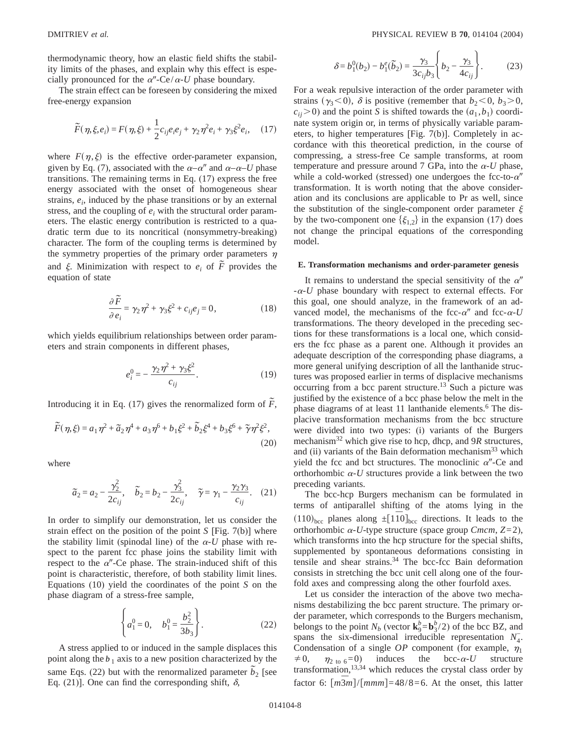thermodynamic theory, how an elastic field shifts the stability limits of the phases, and explain why this effect is especially pronounced for the $\alpha''$-Ce/$\alpha$-U phase boundary.

The strain effect can be foreseen by considering the mixed free-energy expansion

$$\tilde{F}(\eta,\xi,e_i) = F(\eta,\xi) + \frac{1}{2}c_{ij}e_ie_j + \gamma_2\eta^2 e_i + \gamma_3\xi^2 e_i, \quad (17)$$

where $F(\eta,\xi)$ is the effective order-parameter expansion, given by Eq. (7), associated with the $\alpha$–$\alpha''$ and $\alpha$–$\alpha$–$U$ phase transitions. The remaining terms in Eq. (17) express the free energy associated with the onset of homogeneous shear strains, $e_i$, induced by the phase transitions or by an external stress, and the coupling of $e_i$ with the structural order parameters. The elastic energy contribution is restricted to a quadratic term due to its noncritical (nonsymmetry-breaking) character. The form of the coupling terms is determined by the symmetry properties of the primary order parameters $\eta$ and $\xi$. Minimization with respect to $e_i$ of $\tilde{F}$ provides the equation of state

$$\frac{\partial \tilde{F}}{\partial e_i} = \gamma_2\eta^2 + \gamma_3\xi^2 + c_{ij}e_j = 0, \quad (18)$$

which yields equilibrium relationships between order parameters and strain components in different phases,

$$e_i^0 = -\frac{\gamma_2\eta^2 + \gamma_3\xi^2}{c_{ij}}. \quad (19)$$

Introducing it in Eq. (17) gives the renormalized form of $\tilde{F}$,

$$\tilde{F}(\eta,\xi) = a_1\eta^2 + \tilde{a}_2\eta^4 + a_3\eta^6 + b_1\xi^2 + \tilde{b}_2\xi^4 + b_3\xi^6 + \tilde{\gamma}\eta^2\xi^2, \quad (20)$$

where

$$\tilde{a}_2 = a_2 - \frac{\gamma_2^2}{2c_{ij}}, \quad \tilde{b}_2 = b_2 - \frac{\gamma_3^2}{2c_{ij}}, \quad \tilde{\gamma} = \gamma_1 - \frac{\gamma_2\gamma_3}{c_{ij}}. \quad (21)$$

In order to simplify our demonstration, let us consider the strain effect on the position of the point $S$ [Fig. 7(b)] where the stability limit (spinodal line) of the $\alpha$-U phase with respect to the parent fcc phase joins the stability limit with respect to the $\alpha''$-Ce phase. The strain-induced shift of this point is characteristic, therefore, of both stability limit lines. Equations (10) yield the coordinates of the point $S$ on the phase diagram of a stress-free sample,

$$\left\{a_1^0 = 0, \quad b_1^0 = \frac{b_2^2}{3b_3}\right\}. \quad (22)$$

A stress applied to or induced in the sample displaces this point along the $b_1$ axis to a new position characterized by the same Eqs. (22) but with the renormalized parameter $\tilde{b}_2$ [see Eq. (21)]. One can find the corresponding shift, $\delta$,

$$\delta = b_1^0(b_2) - b_1^e(\tilde{b}_2) = \frac{\gamma_3}{3c_{ij}b_3}\left\{b_2 - \frac{\gamma_3}{4c_{ij}}\right\}. \quad (23)$$

For a weak repulsive interaction of the order parameter with strains ($\gamma_3 < 0$), $\delta$ is positive (remember that $b_2 < 0$, $b_3 > 0$, $c_{ij} > 0$) and the point $S$ is shifted towards the $(a_1, b_1)$ coordinate system origin or, in terms of physically variable parameters, to higher temperatures [Fig. 7(b)]. Completely in accordance with this theoretical prediction, in the course of compressing, a stress-free Ce sample transforms, at room temperature and pressure around 7 GPa, into the $\alpha$-U phase, while a cold-worked (stressed) one undergoes the fcc-to-$\alpha''$ transformation. It is worth noting that the above consideration and its conclusions are applicable to Pr as well, since the substitution of the single-component order parameter $\xi$ by the two-component one $\{\xi_{1,2}\}$ in the expansion (17) does not change the principal equations of the corresponding model.

### E. Transformation mechanisms and order-parameter genesis

It remains to understand the special sensitivity of the $\alpha''$-$\alpha$-U phase boundary with respect to external effects. For this goal, one should analyze, in the framework of an advanced model, the mechanisms of the fcc-$\alpha''$ and fcc-$\alpha$-U transformations. The theory developed in the preceding sections for these transformations is a local one, which considers the fcc phase as a parent one. Although it provides an adequate description of the corresponding phase diagrams, a more general unifying description of all the lanthanide structures was proposed earlier in terms of displacive mechanisms occurring from a bcc parent structure.[13] Such a picture was justified by the existence of a bcc phase below the melt in the phase diagrams of at least 11 lanthanide elements.[6] The displacive transformation mechanisms from the bcc structure were divided into two types: (i) variants of the Burgers mechanism[32] which give rise to hcp, dhcp, and 9$R$ structures, and (ii) variants of the Bain deformation mechanism[33] which yield the fcc and bct structures. The monoclinic $\alpha''$-Ce and orthorhombic $\alpha$-U structures provide a link between the two preceding variants.

The bcc-hcp Burgers mechanism can be formulated in terms of antiparallel shifting of the atoms lying in the $(110)_{\text{bcc}}$ planes along $\pm[1\bar{1}0]_{\text{bcc}}$ directions. It leads to the orthorhombic $\alpha$-U-type structure (space group $Cmcm$, $Z=2$), which transforms into the hcp structure for the special shifts, supplemented by spontaneous deformations consisting in tensile and shear strains.[34] The bcc-fcc Bain deformation consists in stretching the bcc unit cell along one of the fourfold axes and compressing along the other fourfold axes.

Let us consider the interaction of the above two mechanisms destabilizing the bcc parent structure. The primary order parameter, which corresponds to the Burgers mechanism, belongs to the point $N_b$ (vector $\mathbf{k}_9^b = \mathbf{b}_3^b/2$) of the bcc BZ, and spans the six-dimensional irreducible representation $N_4^-$. Condensation of a single $OP$ component (for example, $\eta_1 \neq 0$, $\eta_{2\text{ to }6} = 0$) induces the bcc-$\alpha$-U structure transformation,[13,34] which reduces the crystal class order by factor 6: $[m\bar{3}m]/[mmm] = 48/8 = 6$. At the onset, this latter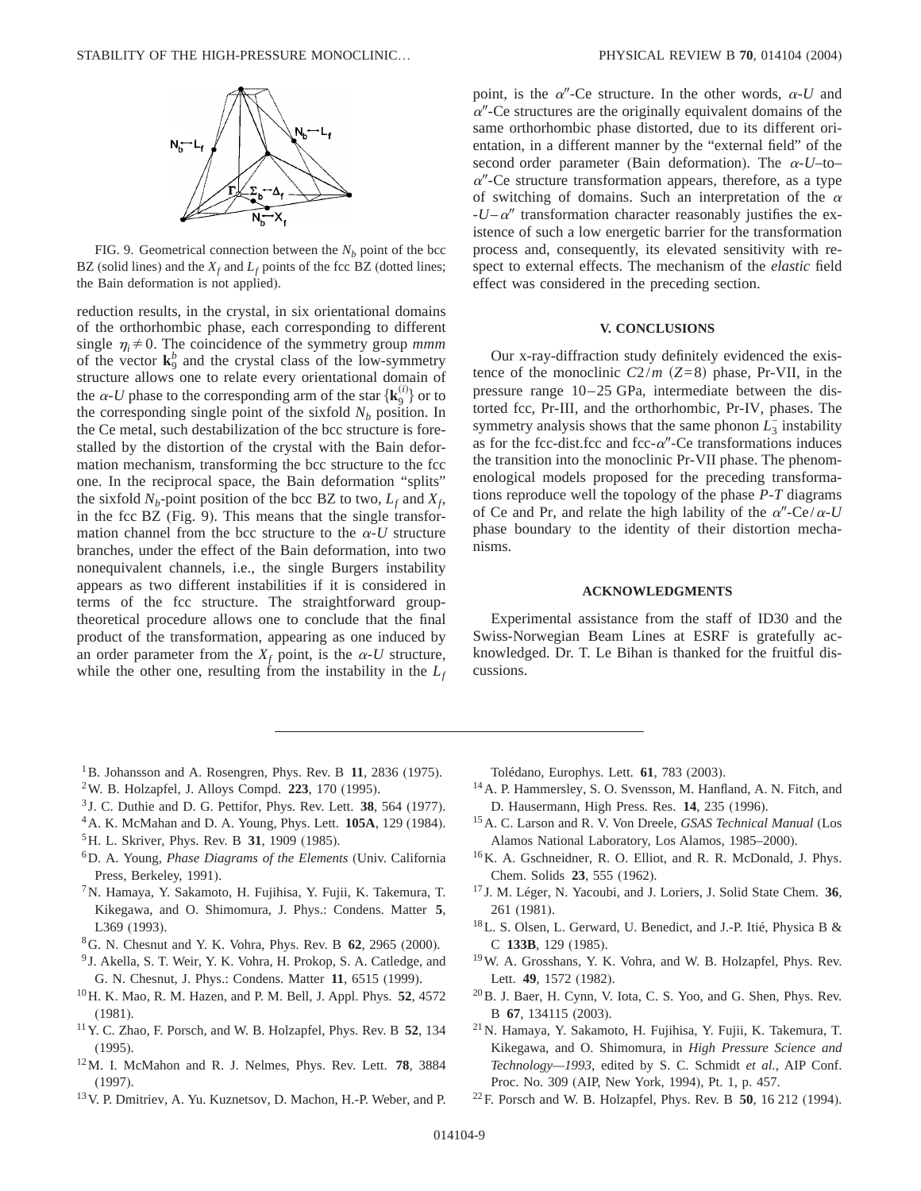FIG. 9. Geometrical connection between the $N_b$ point of the bcc BZ (solid lines) and the $X_f$ and $L_f$ points of the fcc BZ (dotted lines; the Bain deformation is not applied).

reduction results, in the crystal, in six orientational domains of the orthorhombic phase, each corresponding to different single $\eta_i \neq 0$. The coincidence of the symmetry group *mmm* of the vector $\mathbf{k}_9^b$ and the crystal class of the low-symmetry structure allows one to relate every orientational domain of the $\alpha$-*U* phase to the corresponding arm of the star $\{\mathbf{k}_9^{(i)}\}$ or to the corresponding single point of the sixfold $N_b$ position. In the Ce metal, such destabilization of the bcc structure is forestalled by the distortion of the crystal with the Bain deformation mechanism, transforming the bcc structure to the fcc one. In the reciprocal space, the Bain deformation "splits" the sixfold $N_b$-point position of the bcc BZ to two, $L_f$ and $X_f$, in the fcc BZ (Fig. 9). This means that the single transformation channel from the bcc structure to the $\alpha$-*U* structure branches, under the effect of the Bain deformation, into two nonequivalent channels, i.e., the single Burgers instability appears as two different instabilities if it is considered in terms of the fcc structure. The straightforward group-theoretical procedure allows one to conclude that the final product of the transformation, appearing as one induced by an order parameter from the $X_f$ point, is the $\alpha$-*U* structure, while the other one, resulting from the instability in the $L_f$ point, is the $\alpha''$-Ce structure. In the other words, $\alpha$-*U* and $\alpha''$-Ce structures are the originally equivalent domains of the same orthorhombic phase distorted, due to its different orientation, in a different manner by the "external field" of the second order parameter (Bain deformation). The $\alpha$-*U*–to–$\alpha''$-Ce structure transformation appears, therefore, as a type of switching of domains. Such an interpretation of the $\alpha$-*U*–$\alpha''$ transformation character reasonably justifies the existence of such a low energetic barrier for the transformation process and, consequently, its elevated sensitivity with respect to external effects. The mechanism of the *elastic* field effect was considered in the preceding section.

## V. CONCLUSIONS

Our x-ray-diffraction study definitely evidenced the existence of the monoclinic $C2/m$ $(Z=8)$ phase, Pr-VII, in the pressure range 10–25 GPa, intermediate between the distorted fcc, Pr-III, and the orthorhombic, Pr-IV, phases. The symmetry analysis shows that the same phonon $L_3^-$ instability as for the fcc-dist.fcc and fcc-$\alpha''$-Ce transformations induces the transition into the monoclinic Pr-VII phase. The phenomenological models proposed for the preceding transformations reproduce well the topology of the phase *P-T* diagrams of Ce and Pr, and relate the high lability of the $\alpha''$-Ce/$\alpha$-*U* phase boundary to the identity of their distortion mechanisms.

## ACKNOWLEDGMENTS

Experimental assistance from the staff of ID30 and the Swiss-Norwegian Beam Lines at ESRF is gratefully acknowledged. Dr. T. Le Bihan is thanked for the fruitful discussions.

---

[1] B. Johansson and A. Rosengren, Phys. Rev. B **11**, 2836 (1975).
[2] W. B. Holzapfel, J. Alloys Compd. **223**, 170 (1995).
[3] J. C. Duthie and D. G. Pettifor, Phys. Rev. Lett. **38**, 564 (1977).
[4] A. K. McMahan and D. A. Young, Phys. Lett. **105A**, 129 (1984).
[5] H. L. Skriver, Phys. Rev. B **31**, 1909 (1985).
[6] D. A. Young, *Phase Diagrams of the Elements* (Univ. California Press, Berkeley, 1991).
[7] N. Hamaya, Y. Sakamoto, H. Fujihisa, Y. Fujii, K. Takemura, T. Kikegawa, and O. Shimomura, J. Phys.: Condens. Matter **5**, L369 (1993).
[8] G. N. Chesnut and Y. K. Vohra, Phys. Rev. B **62**, 2965 (2000).
[9] J. Akella, S. T. Weir, Y. K. Vohra, H. Prokop, S. A. Catledge, and G. N. Chesnut, J. Phys.: Condens. Matter **11**, 6515 (1999).
[10] H. K. Mao, R. M. Hazen, and P. M. Bell, J. Appl. Phys. **52**, 4572 (1981).
[11] Y. C. Zhao, F. Porsch, and W. B. Holzapfel, Phys. Rev. B **52**, 134 (1995).
[12] M. I. McMahon and R. J. Nelmes, Phys. Rev. Lett. **78**, 3884 (1997).
[13] V. P. Dmitriev, A. Yu. Kuznetsov, D. Machon, H.-P. Weber, and P. Tolédano, Europhys. Lett. **61**, 783 (2003).
[14] A. P. Hammersley, S. O. Svensson, M. Hanfland, A. N. Fitch, and D. Hausermann, High Press. Res. **14**, 235 (1996).
[15] A. C. Larson and R. V. Von Dreele, *GSAS Technical Manual* (Los Alamos National Laboratory, Los Alamos, 1985–2000).
[16] K. A. Gschneidner, R. O. Elliot, and R. R. McDonald, J. Phys. Chem. Solids **23**, 555 (1962).
[17] J. M. Léger, N. Yacoubi, and J. Loriers, J. Solid State Chem. **36**, 261 (1981).
[18] L. S. Olsen, L. Gerward, U. Benedict, and J.-P. Itié, Physica B & C **133B**, 129 (1985).
[19] W. A. Grosshans, Y. K. Vohra, and W. B. Holzapfel, Phys. Rev. Lett. **49**, 1572 (1982).
[20] B. J. Baer, H. Cynn, V. Iota, C. S. Yoo, and G. Shen, Phys. Rev. B **67**, 134115 (2003).
[21] N. Hamaya, Y. Sakamoto, H. Fujihisa, Y. Fujii, K. Takemura, T. Kikegawa, and O. Shimomura, in *High Pressure Science and Technology—1993*, edited by S. C. Schmidt *et al.*, AIP Conf. Proc. No. 309 (AIP, New York, 1994), Pt. 1, p. 457.
[22] F. Porsch and W. B. Holzapfel, Phys. Rev. B **50**, 16 212 (1994).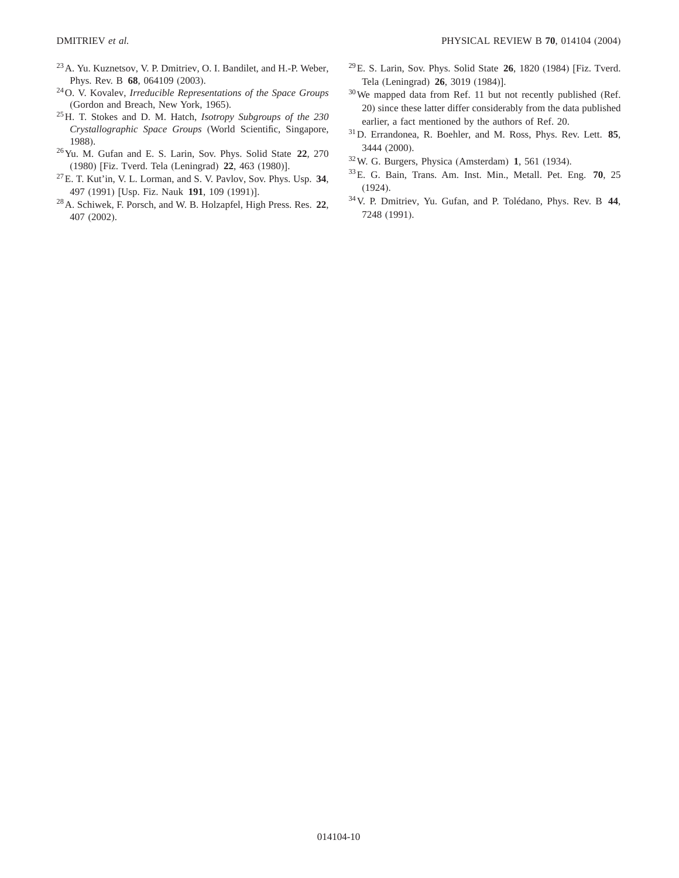[23] A. Yu. Kuznetsov, V. P. Dmitriev, O. I. Bandilet, and H.-P. Weber, Phys. Rev. B **68**, 064109 (2003).

[24] O. V. Kovalev, *Irreducible Representations of the Space Groups* (Gordon and Breach, New York, 1965).

[25] H. T. Stokes and D. M. Hatch, *Isotropy Subgroups of the 230 Crystallographic Space Groups* (World Scientific, Singapore, 1988).

[26] Yu. M. Gufan and E. S. Larin, Sov. Phys. Solid State **22**, 270 (1980) [Fiz. Tverd. Tela (Leningrad) **22**, 463 (1980)].

[27] E. T. Kut'in, V. L. Lorman, and S. V. Pavlov, Sov. Phys. Usp. **34**, 497 (1991) [Usp. Fiz. Nauk **191**, 109 (1991)].

[28] A. Schiwek, F. Porsch, and W. B. Holzapfel, High Press. Res. **22**, 407 (2002).

[29] E. S. Larin, Sov. Phys. Solid State **26**, 1820 (1984) [Fiz. Tverd. Tela (Leningrad) **26**, 3019 (1984)].

[30] We mapped data from Ref. 11 but not recently published (Ref. 20) since these latter differ considerably from the data published earlier, a fact mentioned by the authors of Ref. 20.

[31] D. Errandonea, R. Boehler, and M. Ross, Phys. Rev. Lett. **85**, 3444 (2000).

[32] W. G. Burgers, Physica (Amsterdam) **1**, 561 (1934).

[33] E. G. Bain, Trans. Am. Inst. Min., Metall. Pet. Eng. **70**, 25 (1924).

[34] V. P. Dmitriev, Yu. Gufan, and P. Tolédano, Phys. Rev. B **44**, 7248 (1991).